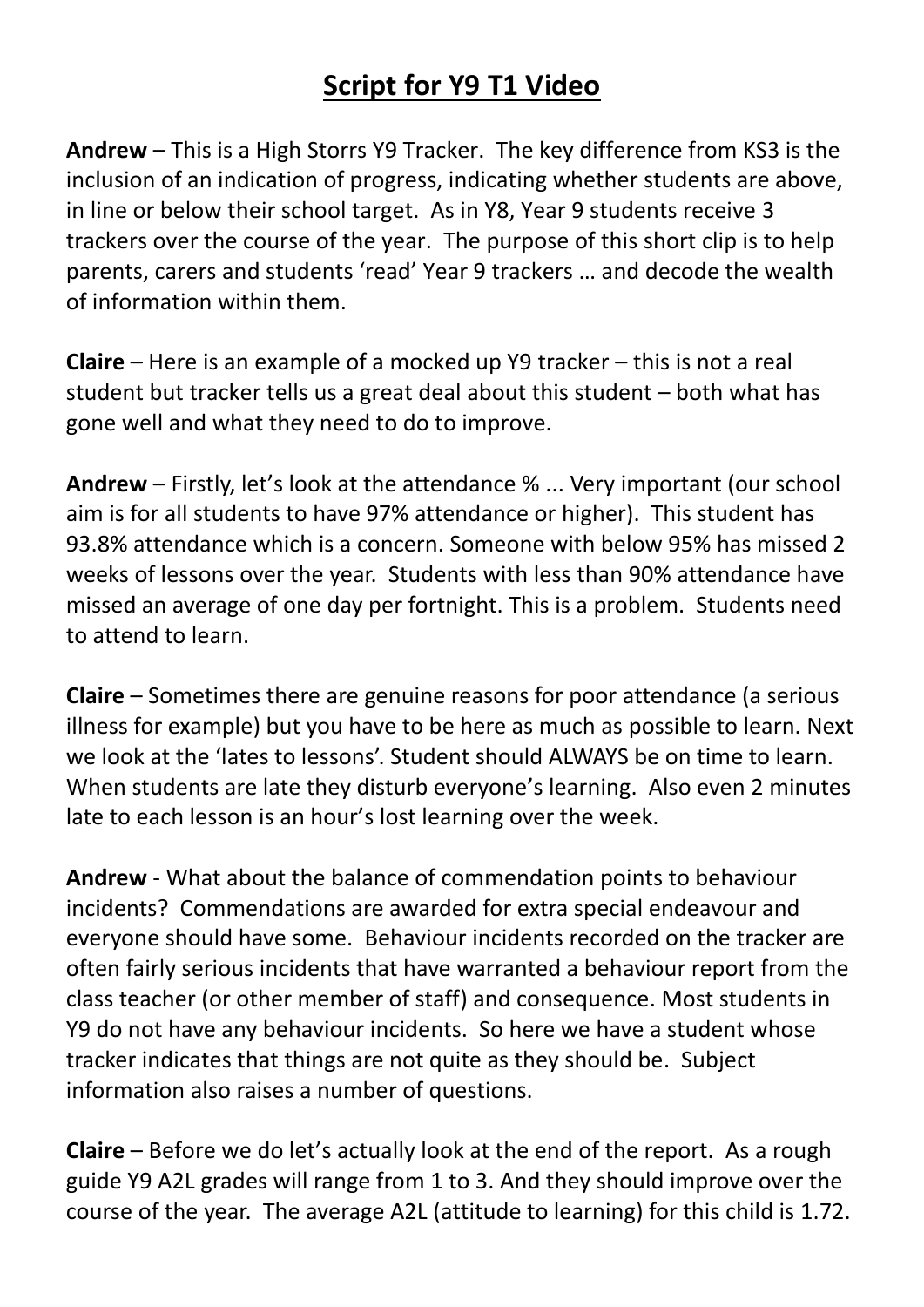# Script for Y9 T1 Video

**Andrew** – This is a High Storrs Y9 Tracker. The key difference from KS3 is the inclusion of an indication of progress, indicating whether students are above, in line or below their school target. As in Y8, Year 9 students receive 3 trackers over the course of the year. The purpose of this short clip is to help parents, carers and students 'read' Year 9 trackers … and decode the wealth of information within them.

**Claire** – Here is an example of a mocked up Y9 tracker – this is not a real student but tracker tells us a great deal about this student – both what has gone well and what they need to do to improve.

**Andrew** – Firstly, let's look at the attendance % ... Very important (our school aim is for all students to have 97% attendance or higher). This student has 93.8% attendance which is a concern. Someone with below 95% has missed 2 weeks of lessons over the year. Students with less than 90% attendance have missed an average of one day per fortnight. This is a problem. Students need to attend to learn.

**Claire** – Sometimes there are genuine reasons for poor attendance (a serious illness for example) but you have to be here as much as possible to learn. Next we look at the 'lates to lessons'. Student should ALWAYS be on time to learn. When students are late they disturb everyone's learning. Also even 2 minutes late to each lesson is an hour's lost learning over the week.

**Andrew** - What about the balance of commendation points to behaviour incidents? Commendations are awarded for extra special endeavour and everyone should have some. Behaviour incidents recorded on the tracker are often fairly serious incidents that have warranted a behaviour report from the class teacher (or other member of staff) and consequence. Most students in Y9 do not have any behaviour incidents. So here we have a student whose tracker indicates that things are not quite as they should be. Subject information also raises a number of questions.

**Claire** – Before we do let's actually look at the end of the report. As a rough guide Y9 A2L grades will range from 1 to 3. And they should improve over the course of the year. The average A2L (attitude to learning) for this child is 1.72.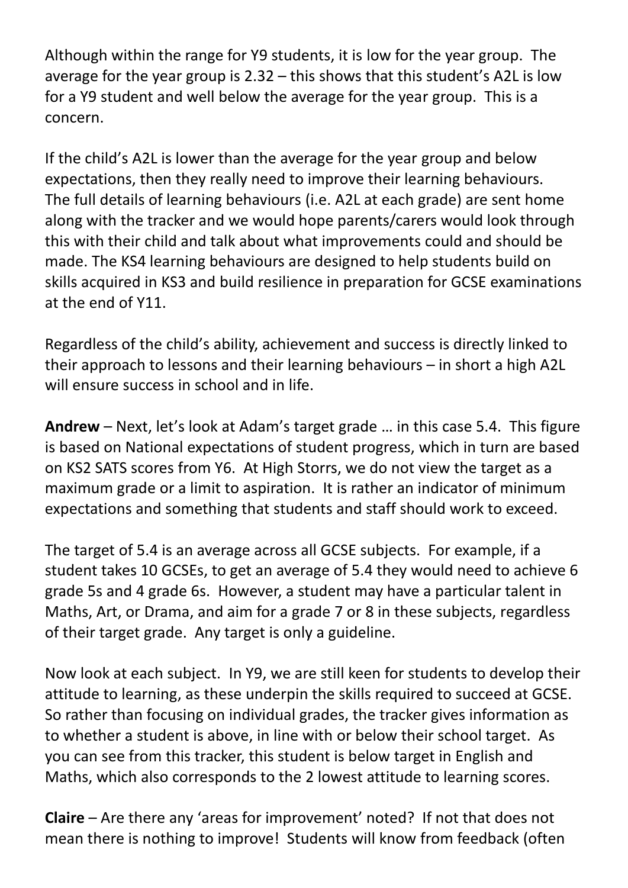Although within the range for Y9 students, it is low for the year group. The average for the year group is 2.32 – this shows that this student's A2L is low for a Y9 student and well below the average for the year group. This is a concern.

If the child's A2L is lower than the average for the year group and below expectations, then they really need to improve their learning behaviours. The full details of learning behaviours (i.e. A2L at each grade) are sent home along with the tracker and we would hope parents/carers would look through this with their child and talk about what improvements could and should be made. The KS4 learning behaviours are designed to help students build on skills acquired in KS3 and build resilience in preparation for GCSE examinations at the end of Y11.

Regardless of the child's ability, achievement and success is directly linked to their approach to lessons and their learning behaviours – in short a high A2L will ensure success in school and in life.

**Andrew** – Next, let's look at Adam's target grade … in this case 5.4. This figure is based on National expectations of student progress, which in turn are based on KS2 SATS scores from Y6. At High Storrs, we do not view the target as a maximum grade or a limit to aspiration. It is rather an indicator of minimum expectations and something that students and staff should work to exceed.

The target of 5.4 is an average across all GCSE subjects. For example, if a student takes 10 GCSEs, to get an average of 5.4 they would need to achieve 6 grade 5s and 4 grade 6s. However, a student may have a particular talent in Maths, Art, or Drama, and aim for a grade 7 or 8 in these subjects, regardless of their target grade. Any target is only a guideline.

Now look at each subject. In Y9, we are still keen for students to develop their attitude to learning, as these underpin the skills required to succeed at GCSE. So rather than focusing on individual grades, the tracker gives information as to whether a student is above, in line with or below their school target. As you can see from this tracker, this student is below target in English and Maths, which also corresponds to the 2 lowest attitude to learning scores.

**Claire** – Are there any 'areas for improvement' noted? If not that does not mean there is nothing to improve! Students will know from feedback (often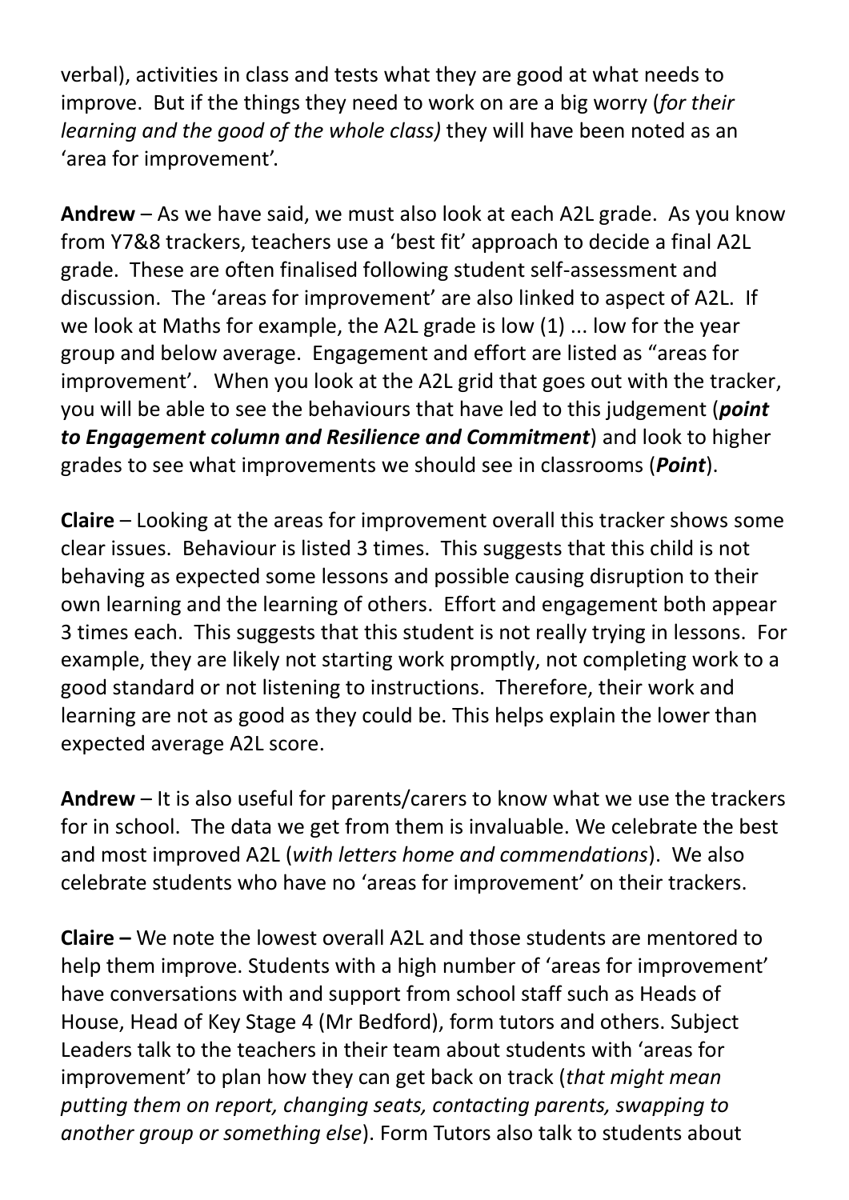verbal), activities in class and tests what they are good at what needs to improve. But if the things they need to work on are a big worry (*for their learning and the good of the whole class)* they will have been noted as an 'area for improvement'.

**Andrew** – As we have said, we must also look at each A2L grade. As you know from Y7&8 trackers, teachers use a 'best fit' approach to decide a final A2L grade. These are often finalised following student self-assessment and discussion. The 'areas for improvement' are also linked to aspect of A2L. If we look at Maths for example, the A2L grade is low (1) ... low for the year group and below average. Engagement and effort are listed as "areas for improvement'. When you look at the A2L grid that goes out with the tracker, you will be able to see the behaviours that have led to this judgement (***point to Engagement column and Resilience and Commitment***) and look to higher grades to see what improvements we should see in classrooms (***Point***).

**Claire** – Looking at the areas for improvement overall this tracker shows some clear issues. Behaviour is listed 3 times. This suggests that this child is not behaving as expected some lessons and possible causing disruption to their own learning and the learning of others. Effort and engagement both appear 3 times each. This suggests that this student is not really trying in lessons. For example, they are likely not starting work promptly, not completing work to a good standard or not listening to instructions. Therefore, their work and learning are not as good as they could be. This helps explain the lower than expected average A2L score.

**Andrew** – It is also useful for parents/carers to know what we use the trackers for in school. The data we get from them is invaluable. We celebrate the best and most improved A2L (*with letters home and commendations*). We also celebrate students who have no 'areas for improvement' on their trackers.

**Claire –** We note the lowest overall A2L and those students are mentored to help them improve. Students with a high number of 'areas for improvement' have conversations with and support from school staff such as Heads of House, Head of Key Stage 4 (Mr Bedford), form tutors and others. Subject Leaders talk to the teachers in their team about students with 'areas for improvement' to plan how they can get back on track (*that might mean putting them on report, changing seats, contacting parents, swapping to another group or something else*). Form Tutors also talk to students about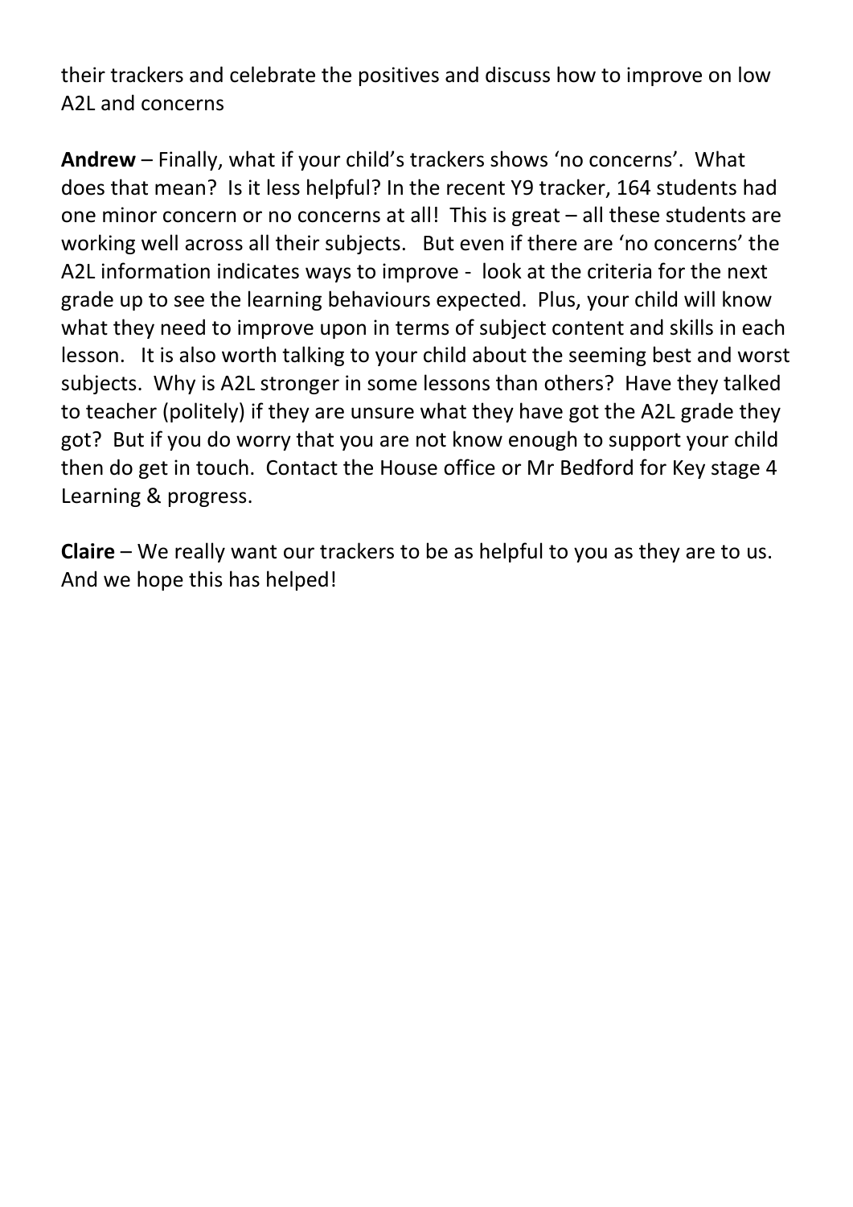their trackers and celebrate the positives and discuss how to improve on low A2L and concerns

**Andrew** – Finally, what if your child's trackers shows 'no concerns'. What does that mean? Is it less helpful? In the recent Y9 tracker, 164 students had one minor concern or no concerns at all! This is great – all these students are working well across all their subjects. But even if there are 'no concerns' the A2L information indicates ways to improve - look at the criteria for the next grade up to see the learning behaviours expected. Plus, your child will know what they need to improve upon in terms of subject content and skills in each lesson. It is also worth talking to your child about the seeming best and worst subjects. Why is A2L stronger in some lessons than others? Have they talked to teacher (politely) if they are unsure what they have got the A2L grade they got? But if you do worry that you are not know enough to support your child then do get in touch. Contact the House office or Mr Bedford for Key stage 4 Learning & progress.

**Claire** – We really want our trackers to be as helpful to you as they are to us. And we hope this has helped!